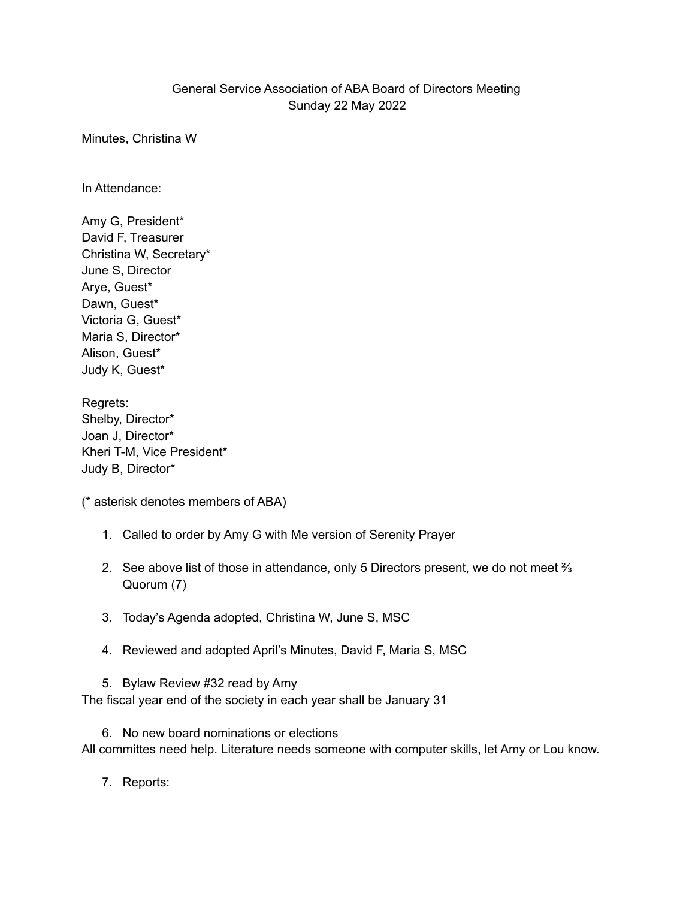General Service Association of ABA Board of Directors Meeting
Sunday 22 May 2022

Minutes, Christina W

In Attendance:

Amy G, President*
David F, Treasurer
Christina W, Secretary*
June S, Director
Arye, Guest*
Dawn, Guest*
Victoria G, Guest*
Maria S, Director*
Alison, Guest*
Judy K, Guest*

Regrets:
Shelby, Director*
Joan J, Director*
Kheri T-M, Vice President*
Judy B, Director*

(* asterisk denotes members of ABA)

1. Called to order by Amy G with Me version of Serenity Prayer

2. See above list of those in attendance, only 5 Directors present, we do not meet ⅔ Quorum (7)

3. Today's Agenda adopted, Christina W, June S, MSC

4. Reviewed and adopted April's Minutes, David F, Maria S, MSC

5. Bylaw Review #32 read by Amy

The fiscal year end of the society in each year shall be January 31

6. No new board nominations or elections

All committes need help. Literature needs someone with computer skills, let Amy or Lou know.

7. Reports: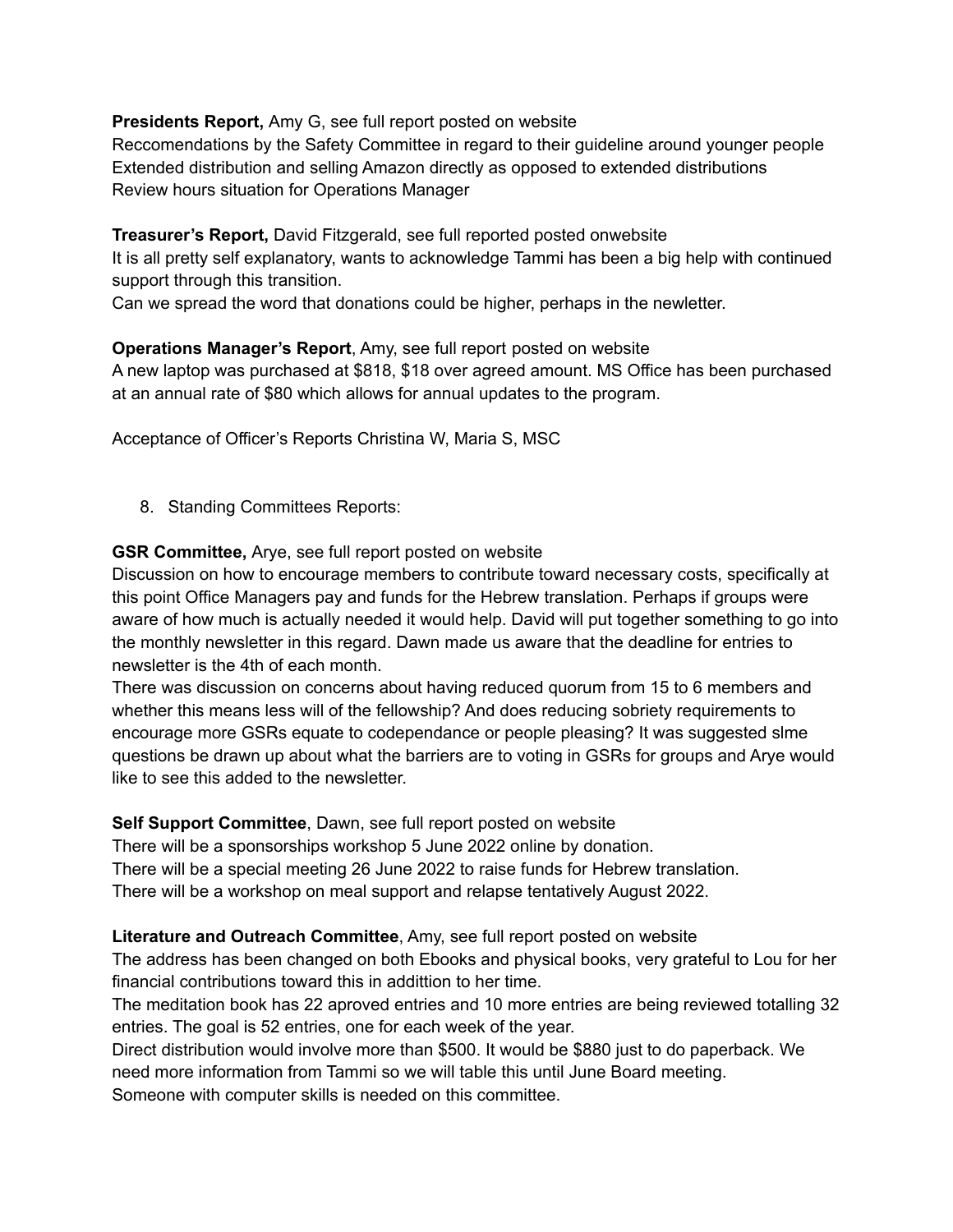**Presidents Report,** Amy G, see full report posted on website
Reccomendations by the Safety Committee in regard to their guideline around younger people
Extended distribution and selling Amazon directly as opposed to extended distributions
Review hours situation for Operations Manager

**Treasurer's Report,** David Fitzgerald, see full reported posted onwebsite
It is all pretty self explanatory, wants to acknowledge Tammi has been a big help with continued support through this transition.
Can we spread the word that donations could be higher, perhaps in the newletter.

**Operations Manager's Report**, Amy, see full report posted on website
A new laptop was purchased at $818, $18 over agreed amount. MS Office has been purchased at an annual rate of $80 which allows for annual updates to the program.

Acceptance of Officer's Reports Christina W, Maria S, MSC

8. Standing Committees Reports:

**GSR Committee,** Arye, see full report posted on website
Discussion on how to encourage members to contribute toward necessary costs, specifically at this point Office Managers pay and funds for the Hebrew translation. Perhaps if groups were aware of how much is actually needed it would help. David will put together something to go into the monthly newsletter in this regard. Dawn made us aware that the deadline for entries to newsletter is the 4th of each month.
There was discussion on concerns about having reduced quorum from 15 to 6 members and whether this means less will of the fellowship? And does reducing sobriety requirements to encourage more GSRs equate to codependance or people pleasing? It was suggested slme questions be drawn up about what the barriers are to voting in GSRs for groups and Arye would like to see this added to the newsletter.

**Self Support Committee**, Dawn, see full report posted on website
There will be a sponsorships workshop 5 June 2022 online by donation.
There will be a special meeting 26 June 2022 to raise funds for Hebrew translation.
There will be a workshop on meal support and relapse tentatively August 2022.

**Literature and Outreach Committee**, Amy, see full report posted on website
The address has been changed on both Ebooks and physical books, very grateful to Lou for her financial contributions toward this in addittion to her time.
The meditation book has 22 aproved entries and 10 more entries are being reviewed totalling 32 entries. The goal is 52 entries, one for each week of the year.
Direct distribution would involve more than $500. It would be $880 just to do paperback. We need more information from Tammi so we will table this until June Board meeting.
Someone with computer skills is needed on this committee.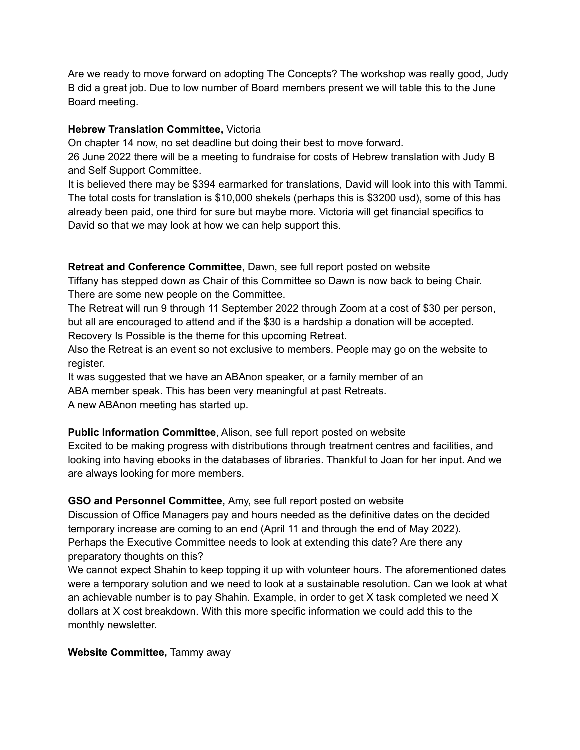Are we ready to move forward on adopting The Concepts? The workshop was really good, Judy B did a great job. Due to low number of Board members present we will table this to the June Board meeting.

**Hebrew Translation Committee,** Victoria
On chapter 14 now, no set deadline but doing their best to move forward.
26 June 2022 there will be a meeting to fundraise for costs of Hebrew translation with Judy B and Self Support Committee.
It is believed there may be $394 earmarked for translations, David will look into this with Tammi. The total costs for translation is $10,000 shekels (perhaps this is $3200 usd), some of this has already been paid, one third for sure but maybe more. Victoria will get financial specifics to David so that we may look at how we can help support this.

**Retreat and Conference Committee**, Dawn, see full report posted on website
Tiffany has stepped down as Chair of this Committee so Dawn is now back to being Chair. There are some new people on the Committee.
The Retreat will run 9 through 11 September 2022 through Zoom at a cost of $30 per person, but all are encouraged to attend and if the $30 is a hardship a donation will be accepted.
Recovery Is Possible is the theme for this upcoming Retreat.
Also the Retreat is an event so not exclusive to members. People may go on the website to register.
It was suggested that we have an ABAnon speaker, or a family member of an ABA member speak. This has been very meaningful at past Retreats.
A new ABAnon meeting has started up.

**Public Information Committee**, Alison, see full report posted on website
Excited to be making progress with distributions through treatment centres and facilities, and looking into having ebooks in the databases of libraries. Thankful to Joan for her input. And we are always looking for more members.

**GSO and Personnel Committee,** Amy, see full report posted on website
Discussion of Office Managers pay and hours needed as the definitive dates on the decided temporary increase are coming to an end (April 11 and through the end of May 2022).
Perhaps the Executive Committee needs to look at extending this date? Are there any preparatory thoughts on this?
We cannot expect Shahin to keep topping it up with volunteer hours. The aforementioned dates were a temporary solution and we need to look at a sustainable resolution. Can we look at what an achievable number is to pay Shahin. Example, in order to get X task completed we need X dollars at X cost breakdown. With this more specific information we could add this to the monthly newsletter.

**Website Committee,** Tammy away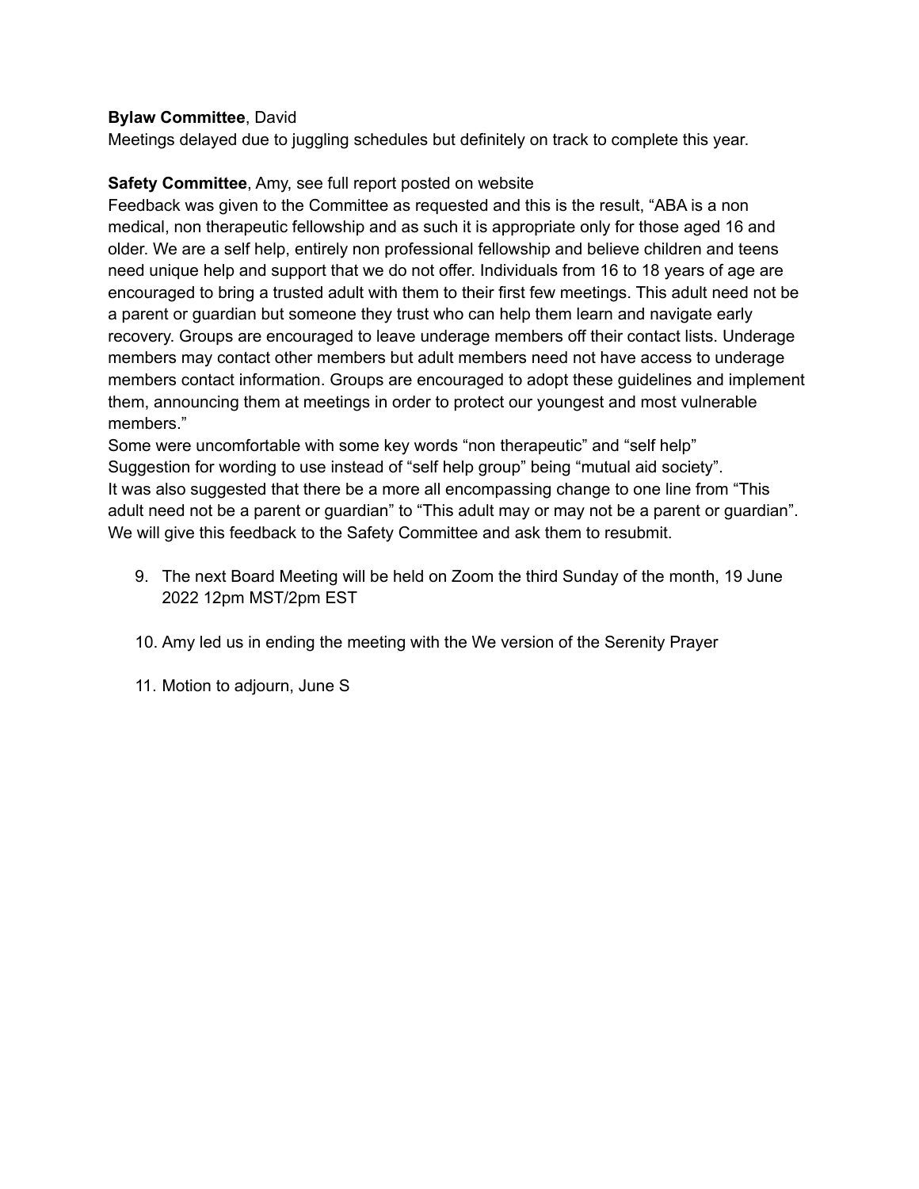**Bylaw Committee**, David
Meetings delayed due to juggling schedules but definitely on track to complete this year.

**Safety Committee**, Amy, see full report posted on website
Feedback was given to the Committee as requested and this is the result, "ABA is a non medical, non therapeutic fellowship and as such it is appropriate only for those aged 16 and older. We are a self help, entirely non professional fellowship and believe children and teens need unique help and support that we do not offer. Individuals from 16 to 18 years of age are encouraged to bring a trusted adult with them to their first few meetings. This adult need not be a parent or guardian but someone they trust who can help them learn and navigate early recovery. Groups are encouraged to leave underage members off their contact lists. Underage members may contact other members but adult members need not have access to underage members contact information. Groups are encouraged to adopt these guidelines and implement them, announcing them at meetings in order to protect our youngest and most vulnerable members."
Some were uncomfortable with some key words "non therapeutic" and "self help"
Suggestion for wording to use instead of "self help group" being "mutual aid society".
It was also suggested that there be a more all encompassing change to one line from "This adult need not be a parent or guardian" to "This adult may or may not be a parent or guardian".
We will give this feedback to the Safety Committee and ask them to resubmit.

9. The next Board Meeting will be held on Zoom the third Sunday of the month, 19 June 2022 12pm MST/2pm EST

10. Amy led us in ending the meeting with the We version of the Serenity Prayer

11. Motion to adjourn, June S